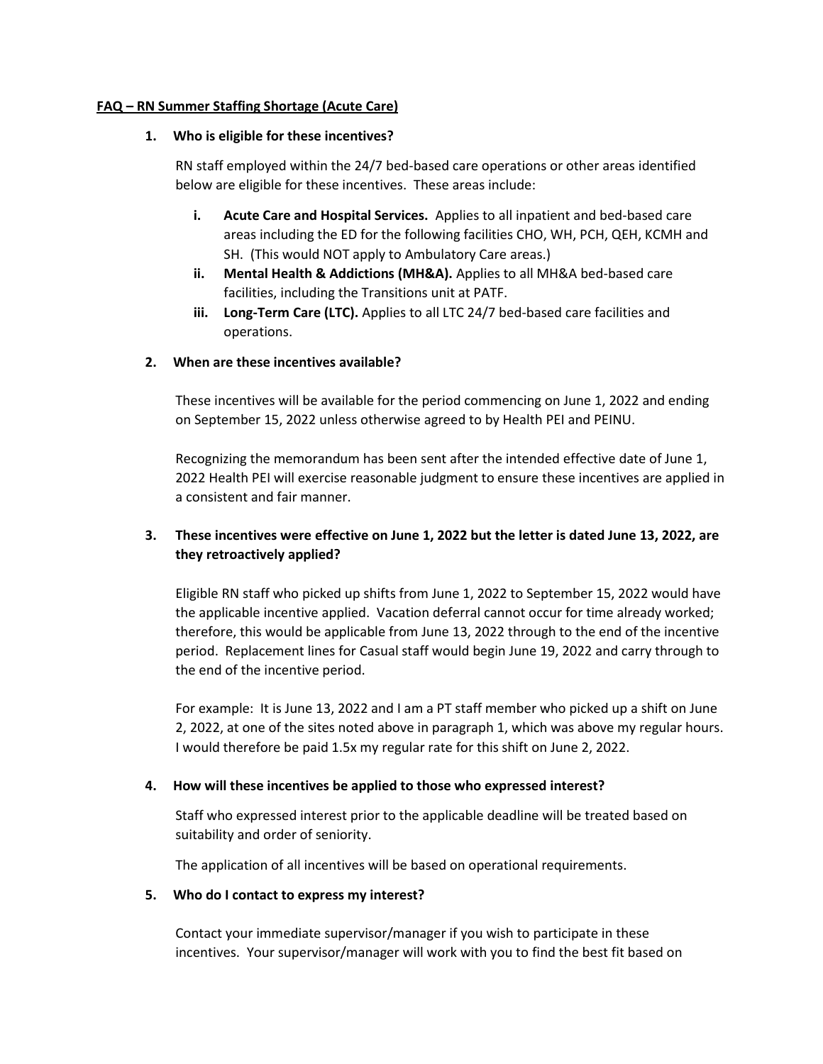**FAQ – RN Summer Staffing Shortage (Acute Care)**

1. **Who is eligible for these incentives?**

   RN staff employed within the 24/7 bed-based care operations or other areas identified below are eligible for these incentives. These areas include:

   i. **Acute Care and Hospital Services.** Applies to all inpatient and bed-based care areas including the ED for the following facilities CHO, WH, PCH, QEH, KCMH and SH. (This would NOT apply to Ambulatory Care areas.)

   ii. **Mental Health & Addictions (MH&A).** Applies to all MH&A bed-based care facilities, including the Transitions unit at PATF.

   iii. **Long-Term Care (LTC).** Applies to all LTC 24/7 bed-based care facilities and operations.

2. **When are these incentives available?**

   These incentives will be available for the period commencing on June 1, 2022 and ending on September 15, 2022 unless otherwise agreed to by Health PEI and PEINU.

   Recognizing the memorandum has been sent after the intended effective date of June 1, 2022 Health PEI will exercise reasonable judgment to ensure these incentives are applied in a consistent and fair manner.

3. **These incentives were effective on June 1, 2022 but the letter is dated June 13, 2022, are they retroactively applied?**

   Eligible RN staff who picked up shifts from June 1, 2022 to September 15, 2022 would have the applicable incentive applied. Vacation deferral cannot occur for time already worked; therefore, this would be applicable from June 13, 2022 through to the end of the incentive period. Replacement lines for Casual staff would begin June 19, 2022 and carry through to the end of the incentive period.

   For example: It is June 13, 2022 and I am a PT staff member who picked up a shift on June 2, 2022, at one of the sites noted above in paragraph 1, which was above my regular hours. I would therefore be paid 1.5x my regular rate for this shift on June 2, 2022.

4. **How will these incentives be applied to those who expressed interest?**

   Staff who expressed interest prior to the applicable deadline will be treated based on suitability and order of seniority.

   The application of all incentives will be based on operational requirements.

5. **Who do I contact to express my interest?**

   Contact your immediate supervisor/manager if you wish to participate in these incentives. Your supervisor/manager will work with you to find the best fit based on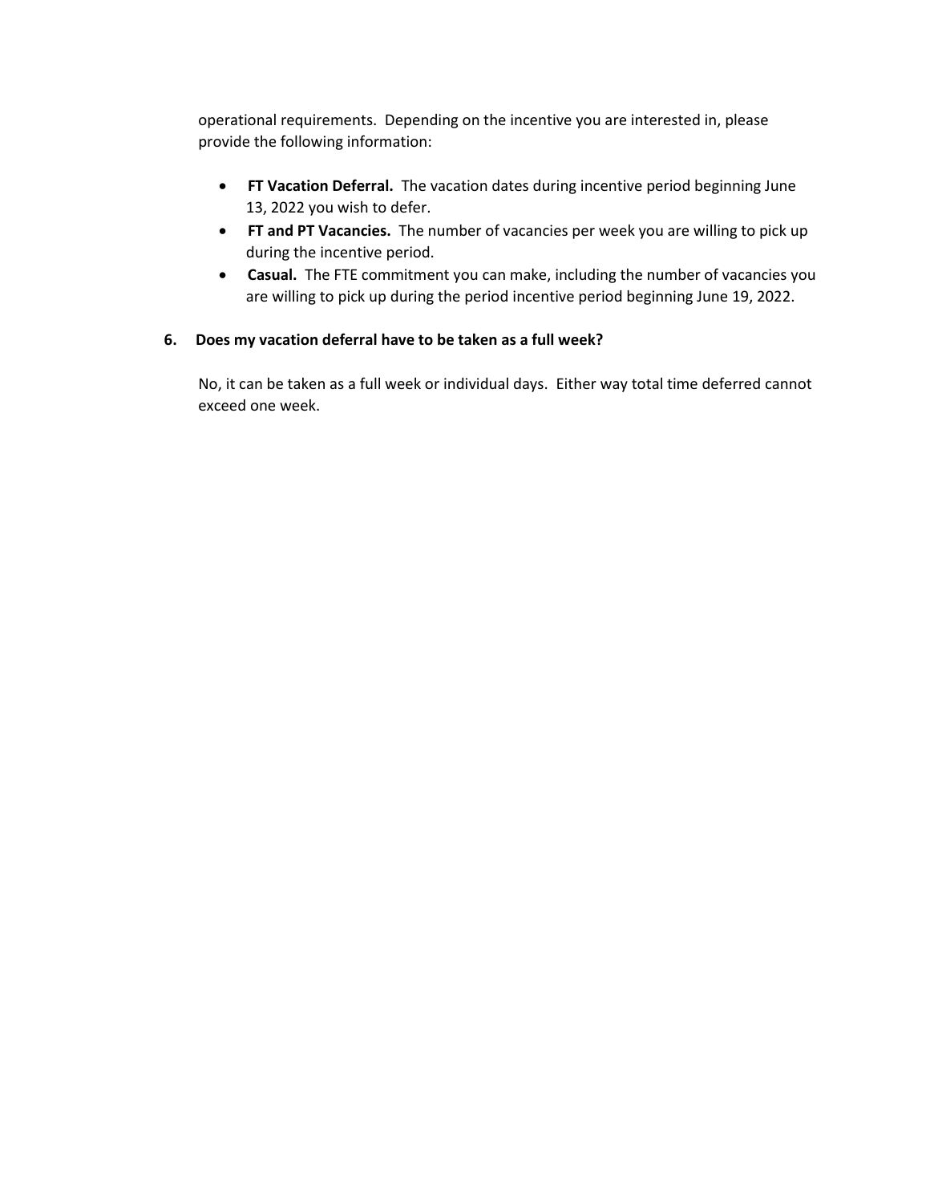operational requirements. Depending on the incentive you are interested in, please provide the following information:

- **FT Vacation Deferral.** The vacation dates during incentive period beginning June 13, 2022 you wish to defer.
- **FT and PT Vacancies.** The number of vacancies per week you are willing to pick up during the incentive period.
- **Casual.** The FTE commitment you can make, including the number of vacancies you are willing to pick up during the period incentive period beginning June 19, 2022.

**6. Does my vacation deferral have to be taken as a full week?**

No, it can be taken as a full week or individual days. Either way total time deferred cannot exceed one week.